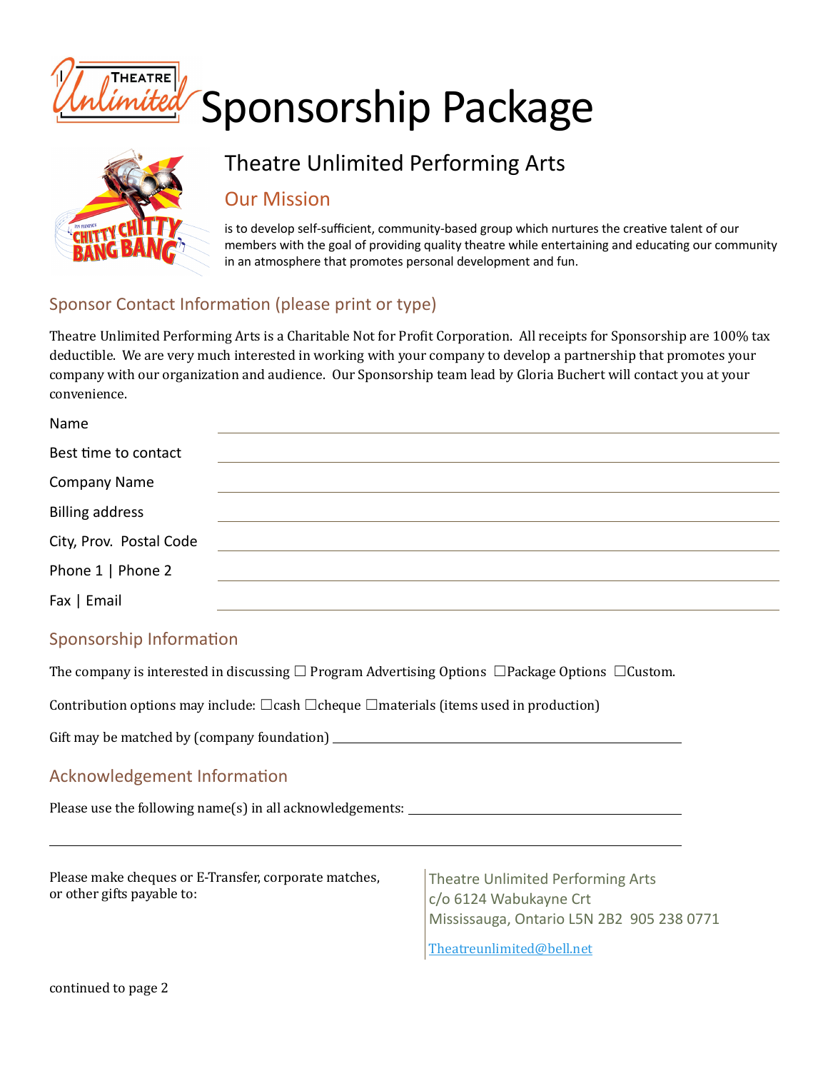# Sponsorship Package

## Theatre Unlimited Performing Arts

### Our Mission

is to develop self-sufficient, community-based group which nurtures the creative talent of our members with the goal of providing quality theatre while entertaining and educating our community in an atmosphere that promotes personal development and fun.

### Sponsor Contact Information (please print or type)

Theatre Unlimited Performing Arts is a Charitable Not for Profit Corporation. All receipts for Sponsorship are 100% tax deductible. We are very much interested in working with your company to develop a partnership that promotes your company with our organization and audience. Our Sponsorship team lead by Gloria Buchert will contact you at your convenience.

Name ______________________________

Best time to contact ______________________________

Company Name ______________________________

Billing address ______________________________

City, Prov. Postal Code ______________________________

Phone 1 | Phone 2 ______________________________

Fax | Email ______________________________

### Sponsorship Information

The company is interested in discussing ☐ Program Advertising Options ☐Package Options ☐Custom.

Contribution options may include: ☐cash ☐cheque ☐materials (items used in production)

Gift may be matched by (company foundation) ______________________________

### Acknowledgement Information

Please use the following name(s) in all acknowledgements: ______________________________

______________________________

Please make cheques or E-Transfer, corporate matches, or other gifts payable to:

Theatre Unlimited Performing Arts
c/o 6124 Wabukayne Crt
Mississauga, Ontario L5N 2B2 905 238 0771

Theatreunlimited@bell.net

continued to page 2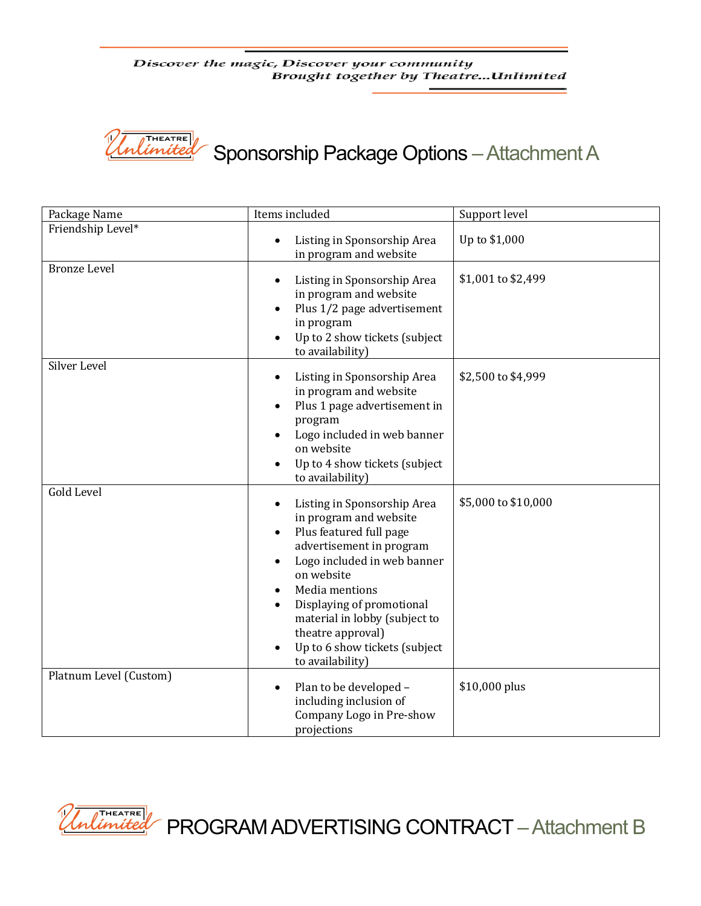Discover the magic, Discover your community
Brought together by Theatre...Unlimited

# Sponsorship Package Options – Attachment A

| Package Name | Items included | Support level |
|---|---|---|
| Friendship Level* | • Listing in Sponsorship Area in program and website | Up to $1,000 |
| Bronze Level | • Listing in Sponsorship Area in program and website<br>• Plus 1/2 page advertisement in program<br>• Up to 2 show tickets (subject to availability) | $1,001 to $2,499 |
| Silver Level | • Listing in Sponsorship Area in program and website<br>• Plus 1 page advertisement in program<br>• Logo included in web banner on website<br>• Up to 4 show tickets (subject to availability) | $2,500 to $4,999 |
| Gold Level | • Listing in Sponsorship Area in program and website<br>• Plus featured full page advertisement in program<br>• Logo included in web banner on website<br>• Media mentions<br>• Displaying of promotional material in lobby (subject to theatre approval)<br>• Up to 6 show tickets (subject to availability) | $5,000 to $10,000 |
| Platnum Level (Custom) | • Plan to be developed – including inclusion of Company Logo in Pre-show projections | $10,000 plus |

# PROGRAM ADVERTISING CONTRACT – Attachment B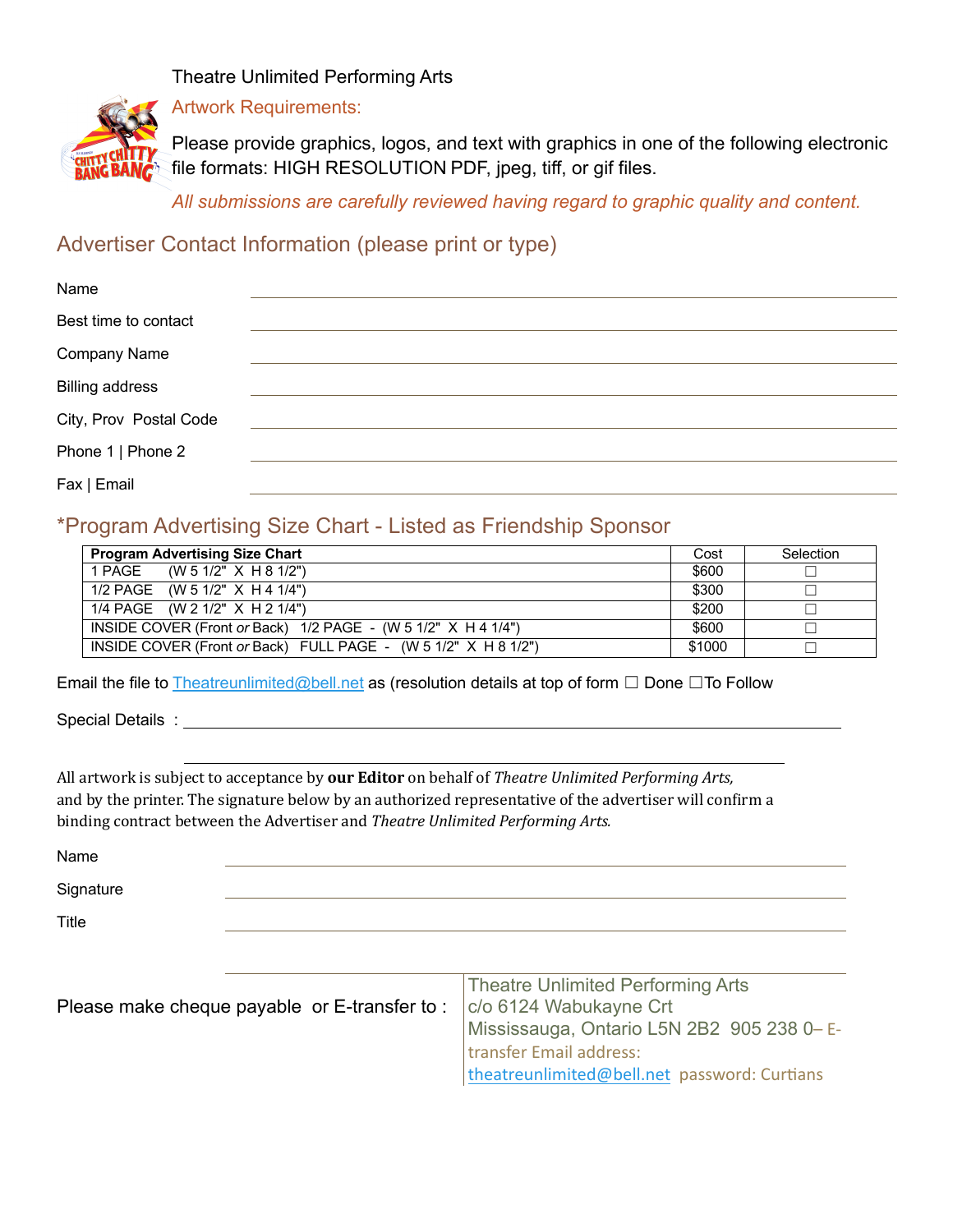Theatre Unlimited Performing Arts

## Artwork Requirements:

Please provide graphics, logos, and text with graphics in one of the following electronic file formats: HIGH RESOLUTION PDF, jpeg, tiff, or gif files.

*All submissions are carefully reviewed having regard to graphic quality and content.*

## Advertiser Contact Information (please print or type)

Name ______________________________

Best time to contact ______________________________

Company Name ______________________________

Billing address ______________________________

City, Prov Postal Code ______________________________

Phone 1 | Phone 2 ______________________________

Fax | Email ______________________________

## *Program Advertising Size Chart - Listed as Friendship Sponsor

| **Program Advertising Size Chart** | Cost | Selection |
|---|---|---|
| 1 PAGE (W 5 1/2" X H 8 1/2") | $600 | ☐ |
| 1/2 PAGE (W 5 1/2" X H 4 1/4") | $300 | ☐ |
| 1/4 PAGE (W 2 1/2" X H 2 1/4") | $200 | ☐ |
| INSIDE COVER (Front *or* Back) 1/2 PAGE - (W 5 1/2" X H 4 1/4") | $600 | ☐ |
| INSIDE COVER (Front *or* Back) FULL PAGE - (W 5 1/2" X H 8 1/2") | $1000 | ☐ |

Email the file to Theatreunlimited@bell.net as (resolution details at top of form ☐ Done ☐To Follow

Special Details : ______________________________

______________________________

All artwork is subject to acceptance by **our Editor** on behalf of *Theatre Unlimited Performing Arts,* and by the printer. The signature below by an authorized representative of the advertiser will confirm a binding contract between the Advertiser and *Theatre Unlimited Performing Arts.*

Name ______________________________

Signature ______________________________

Title ______________________________

Please make cheque payable or E-transfer to : Theatre Unlimited Performing Arts
c/o 6124 Wabukayne Crt
Mississauga, Ontario L5N 2B2 905 238 0– E-transfer Email address:
theatreunlimited@bell.net password: Curtians